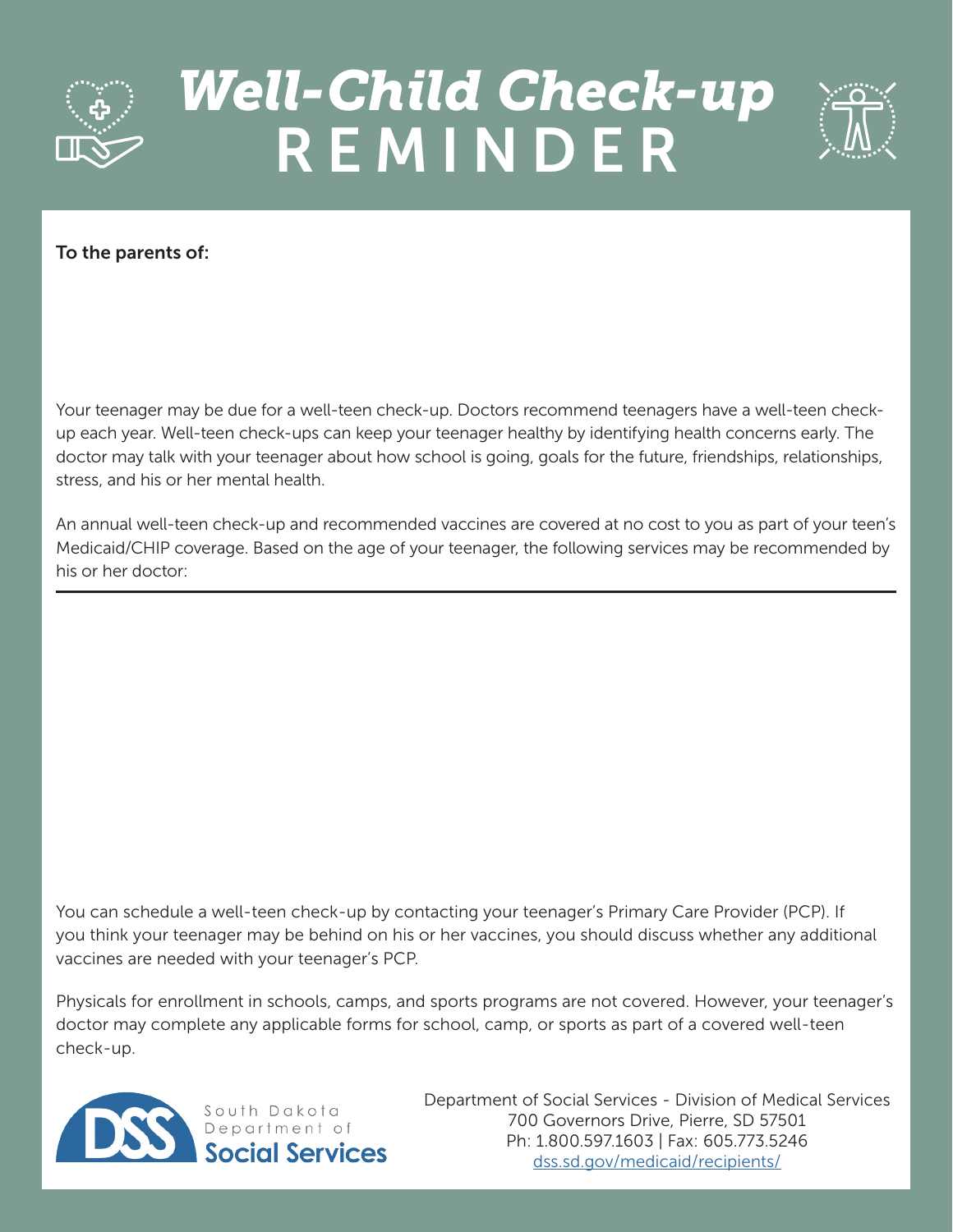# *Well-Child Check-up* REMINDER

**To the parents of:**

Your teenager may be due for a well-teen check-up. Doctors recommend teenagers have a well-teen check-up each year. Well-teen check-ups can keep your teenager healthy by identifying health concerns early. The doctor may talk with your teenager about how school is going, goals for the future, friendships, relationships, stress, and his or her mental health.

An annual well-teen check-up and recommended vaccines are covered at no cost to you as part of your teen's Medicaid/CHIP coverage. Based on the age of your teenager, the following services may be recommended by his or her doctor:

---

You can schedule a well-teen check-up by contacting your teenager's Primary Care Provider (PCP). If you think your teenager may be behind on his or her vaccines, you should discuss whether any additional vaccines are needed with your teenager's PCP.

Physicals for enrollment in schools, camps, and sports programs are not covered. However, your teenager's doctor may complete any applicable forms for school, camp, or sports as part of a covered well-teen check-up.

DSS South Dakota Department of **Social Services**

Department of Social Services - Division of Medical Services
700 Governors Drive, Pierre, SD 57501
Ph: 1.800.597.1603 | Fax: 605.773.5246
dss.sd.gov/medicaid/recipients/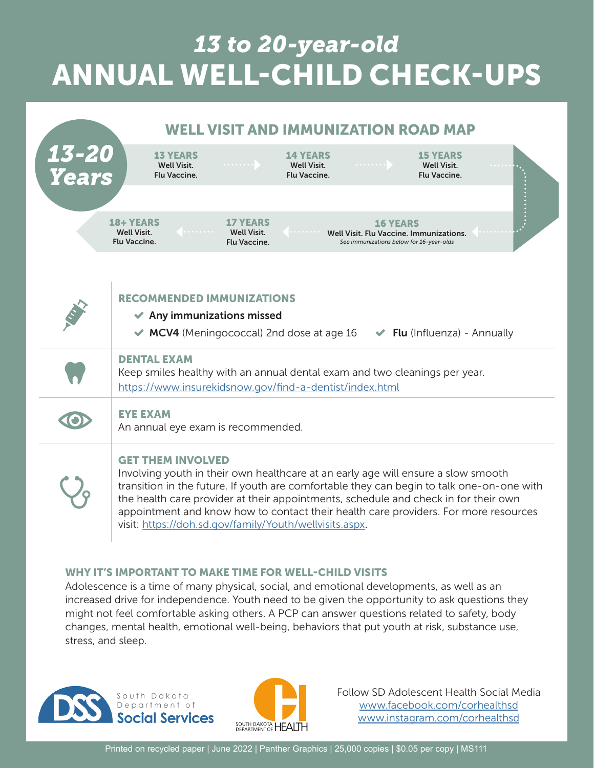# *13 to 20-year-old*
# ANNUAL WELL-CHILD CHECK-UPS

## WELL VISIT AND IMMUNIZATION ROAD MAP

***13-20 Years***

**13 YEARS**
Well Visit.
Flu Vaccine.

**14 YEARS**
Well Visit.
Flu Vaccine.

**15 YEARS**
Well Visit.
Flu Vaccine.

**16 YEARS**
Well Visit. Flu Vaccine. Immunizations.
*See immunizations below for 16-year-olds*

**17 YEARS**
Well Visit.
Flu Vaccine.

**18+ YEARS**
Well Visit.
Flu Vaccine.

### RECOMMENDED IMMUNIZATIONS

- **Any immunizations missed**
- **MCV4** (Meningococcal) 2nd dose at age 16
- **Flu** (Influenza) - Annually

### DENTAL EXAM

Keep smiles healthy with an annual dental exam and two cleanings per year.
https://www.insurekidsnow.gov/find-a-dentist/index.html

### EYE EXAM

An annual eye exam is recommended.

### GET THEM INVOLVED

Involving youth in their own healthcare at an early age will ensure a slow smooth transition in the future. If youth are comfortable they can begin to talk one-on-one with the health care provider at their appointments, schedule and check in for their own appointment and know how to contact their health care providers. For more resources visit: https://doh.sd.gov/family/Youth/wellvisits.aspx.

### WHY IT'S IMPORTANT TO MAKE TIME FOR WELL-CHILD VISITS

Adolescence is a time of many physical, social, and emotional developments, as well as an increased drive for independence. Youth need to be given the opportunity to ask questions they might not feel comfortable asking others. A PCP can answer questions related to safety, body changes, mental health, emotional well-being, behaviors that put youth at risk, substance use, stress, and sleep.

DSS South Dakota Department of Social Services

South Dakota Department of Health

Follow SD Adolescent Health Social Media
www.facebook.com/corhealthsd
www.instagram.com/corhealthsd

Printed on recycled paper | June 2022 | Panther Graphics | 25,000 copies | $0.05 per copy | MS111